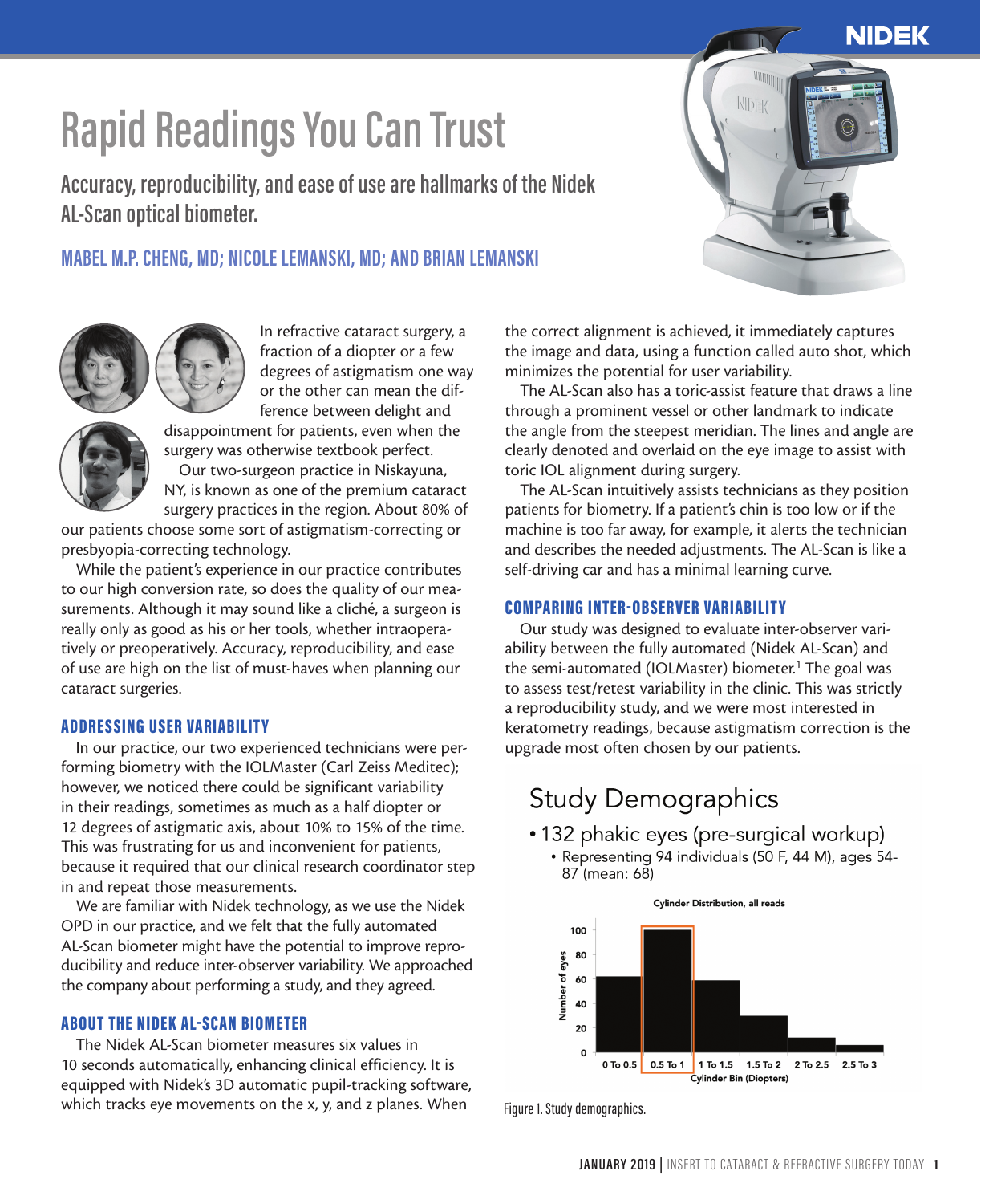# Rapid Readings You Can Trust

## Accuracy, reproducibility, and ease of use are hallmarks of the Nidek AL-Scan optical biometer.

### MABEL M.P. CHENG, MD; NICOLE LEMANSKI, MD; AND BRIAN LEMANSKI

In refractive cataract surgery, a fraction of a diopter or a few degrees of astigmatism one way or the other can mean the difference between delight and disappointment for patients, even when the surgery was otherwise textbook perfect.

Our two-surgeon practice in Niskayuna, NY, is known as one of the premium cataract surgery practices in the region. About 80% of our patients choose some sort of astigmatism-correcting or presbyopia-correcting technology.

While the patient's experience in our practice contributes to our high conversion rate, so does the quality of our measurements. Although it may sound like a cliché, a surgeon is really only as good as his or her tools, whether intraoperatively or preoperatively. Accuracy, reproducibility, and ease of use are high on the list of must-haves when planning our cataract surgeries.

### ADDRESSING USER VARIABILITY

In our practice, our two experienced technicians were performing biometry with the IOLMaster (Carl Zeiss Meditec); however, we noticed there could be significant variability in their readings, sometimes as much as a half diopter or 12 degrees of astigmatic axis, about 10% to 15% of the time. This was frustrating for us and inconvenient for patients, because it required that our clinical research coordinator step in and repeat those measurements.

We are familiar with Nidek technology, as we use the Nidek OPD in our practice, and we felt that the fully automated AL-Scan biometer might have the potential to improve reproducibility and reduce inter-observer variability. We approached the company about performing a study, and they agreed.

### ABOUT THE NIDEK AL-SCAN BIOMETER

The Nidek AL-Scan biometer measures six values in 10 seconds automatically, enhancing clinical efficiency. It is equipped with Nidek's 3D automatic pupil-tracking software, which tracks eye movements on the x, y, and z planes. When the correct alignment is achieved, it immediately captures the image and data, using a function called auto shot, which minimizes the potential for user variability.

The AL-Scan also has a toric-assist feature that draws a line through a prominent vessel or other landmark to indicate the angle from the steepest meridian. The lines and angle are clearly denoted and overlaid on the eye image to assist with toric IOL alignment during surgery.

The AL-Scan intuitively assists technicians as they position patients for biometry. If a patient's chin is too low or if the machine is too far away, for example, it alerts the technician and describes the needed adjustments. The AL-Scan is like a self-driving car and has a minimal learning curve.

### COMPARING INTER-OBSERVER VARIABILITY

Our study was designed to evaluate inter-observer variability between the fully automated (Nidek AL-Scan) and the semi-automated (IOLMaster) biometer.[1] The goal was to assess test/retest variability in the clinic. This was strictly a reproducibility study, and we were most interested in keratometry readings, because astigmatism correction is the upgrade most often chosen by our patients.

**Study Demographics**

- 132 phakic eyes (pre-surgical workup)
  - Representing 94 individuals (50 F, 44 M), ages 54-87 (mean: 68)

Cylinder Distribution, all reads

| Cylinder Bin (Diopters) | Number of eyes |
| --- | --- |
| 0 To 0.5 | ~61 |
| 0.5 To 1 | ~99 |
| 1 To 1.5 | ~59 |
| 1.5 To 2 | ~30 |
| 2 To 2.5 | ~12 |
| 2.5 To 3 | ~6 |

Figure 1. Study demographics.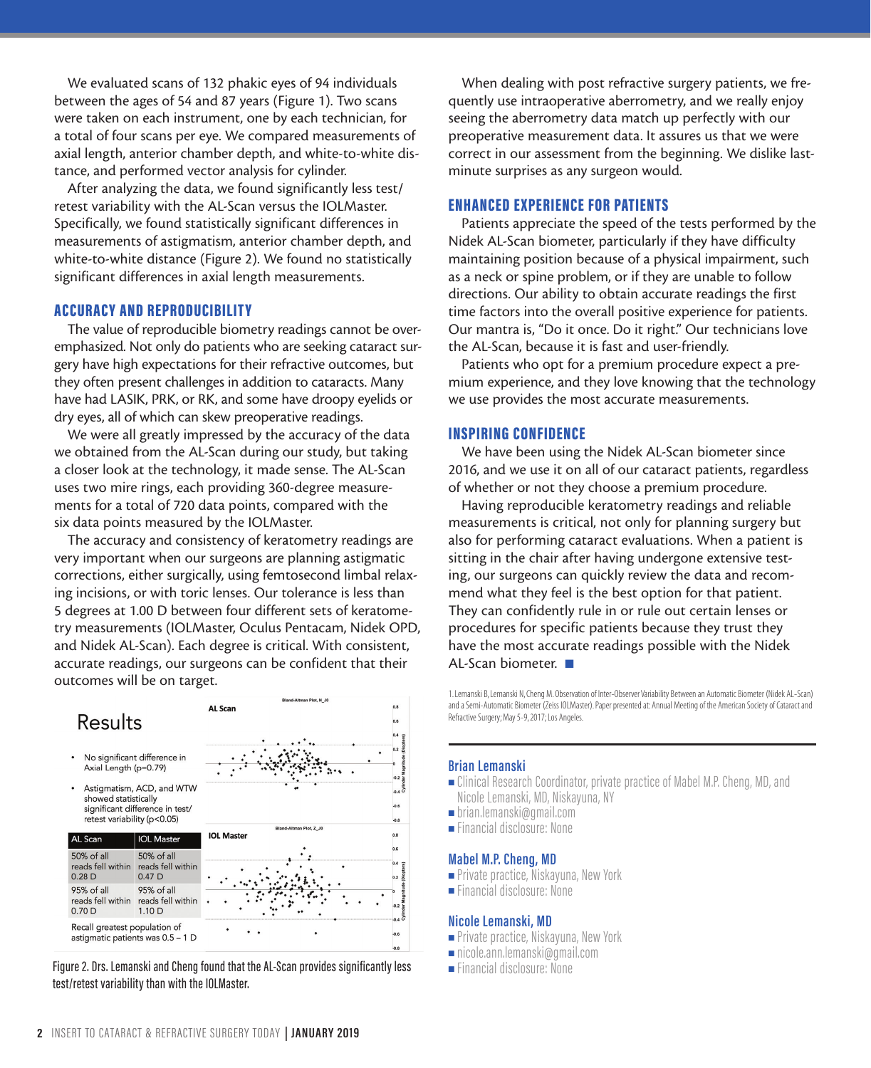We evaluated scans of 132 phakic eyes of 94 individuals between the ages of 54 and 87 years (Figure 1). Two scans were taken on each instrument, one by each technician, for a total of four scans per eye. We compared measurements of axial length, anterior chamber depth, and white-to-white distance, and performed vector analysis for cylinder.

After analyzing the data, we found significantly less test/retest variability with the AL-Scan versus the IOLMaster. Specifically, we found statistically significant differences in measurements of astigmatism, anterior chamber depth, and white-to-white distance (Figure 2). We found no statistically significant differences in axial length measurements.

## ACCURACY AND REPRODUCIBILITY

The value of reproducible biometry readings cannot be overemphasized. Not only do patients who are seeking cataract surgery have high expectations for their refractive outcomes, but they often present challenges in addition to cataracts. Many have had LASIK, PRK, or RK, and some have droopy eyelids or dry eyes, all of which can skew preoperative readings.

We were all greatly impressed by the accuracy of the data we obtained from the AL-Scan during our study, but taking a closer look at the technology, it made sense. The AL-Scan uses two mire rings, each providing 360-degree measurements for a total of 720 data points, compared with the six data points measured by the IOLMaster.

The accuracy and consistency of keratometry readings are very important when our surgeons are planning astigmatic corrections, either surgically, using femtosecond limbal relaxing incisions, or with toric lenses. Our tolerance is less than 5 degrees at 1.00 D between four different sets of keratometry measurements (IOLMaster, Oculus Pentacam, Nidek OPD, and Nidek AL-Scan). Each degree is critical. With consistent, accurate readings, our surgeons can be confident that their outcomes will be on target.

Results

- No significant difference in Axial Length (p=0.79)
- Astigmatism, ACD, and WTW showed statistically significant difference in test/retest variability (p<0.05)

| AL Scan | IOL Master |
|---|---|
| 50% of all reads fell within 0.28 D | 50% of all reads fell within 0.47 D |
| 95% of all reads fell within 0.70 D | 95% of all reads fell within 1.10 D |

Recall greatest population of astigmatic patients was 0.5 – 1 D

AL Scan

Bland-Altman Plot, N_J0

0.8 0.6 0.4 0.2 0 -0.2 -0.4 -0.6 -0.8

Cylinder Magnitude (Diopters)

IOL Master

Bland-Altman Plot, Z_J0

0.8 0.6 0.4 0.2 0 -0.2 -0.4 -0.6 -0.8

Cylinder Magnitude (Diopters)

Figure 2. Drs. Lemanski and Cheng found that the AL-Scan provides significantly less test/retest variability than with the IOLMaster.

When dealing with post refractive surgery patients, we frequently use intraoperative aberrometry, and we really enjoy seeing the aberrometry data match up perfectly with our preoperative measurement data. It assures us that we were correct in our assessment from the beginning. We dislike last-minute surprises as any surgeon would.

## ENHANCED EXPERIENCE FOR PATIENTS

Patients appreciate the speed of the tests performed by the Nidek AL-Scan biometer, particularly if they have difficulty maintaining position because of a physical impairment, such as a neck or spine problem, or if they are unable to follow directions. Our ability to obtain accurate readings the first time factors into the overall positive experience for patients. Our mantra is, "Do it once. Do it right." Our technicians love the AL-Scan, because it is fast and user-friendly.

Patients who opt for a premium procedure expect a premium experience, and they love knowing that the technology we use provides the most accurate measurements.

## INSPIRING CONFIDENCE

We have been using the Nidek AL-Scan biometer since 2016, and we use it on all of our cataract patients, regardless of whether or not they choose a premium procedure.

Having reproducible keratometry readings and reliable measurements is critical, not only for planning surgery but also for performing cataract evaluations. When a patient is sitting in the chair after having undergone extensive testing, our surgeons can quickly review the data and recommend what they feel is the best option for that patient. They can confidently rule in or rule out certain lenses or procedures for specific patients because they trust they have the most accurate readings possible with the Nidek AL-Scan biometer. ■

1. Lemanski B, Lemanski N, Cheng M. Observation of Inter-Observer Variability Between an Automatic Biometer (Nidek AL-Scan) and a Semi-Automatic Biometer (Zeiss IOLMaster). Paper presented at: Annual Meeting of the American Society of Cataract and Refractive Surgery; May 5-9, 2017; Los Angeles.

### Brian Lemanski

- Clinical Research Coordinator, private practice of Mabel M.P. Cheng, MD, and Nicole Lemanski, MD, Niskayuna, NY
- brian.lemanski@gmail.com
- Financial disclosure: None

### Mabel M.P. Cheng, MD

- Private practice, Niskayuna, New York
- Financial disclosure: None

### Nicole Lemanski, MD

- Private practice, Niskayuna, New York
- nicole.ann.lemanski@gmail.com
- Financial disclosure: None